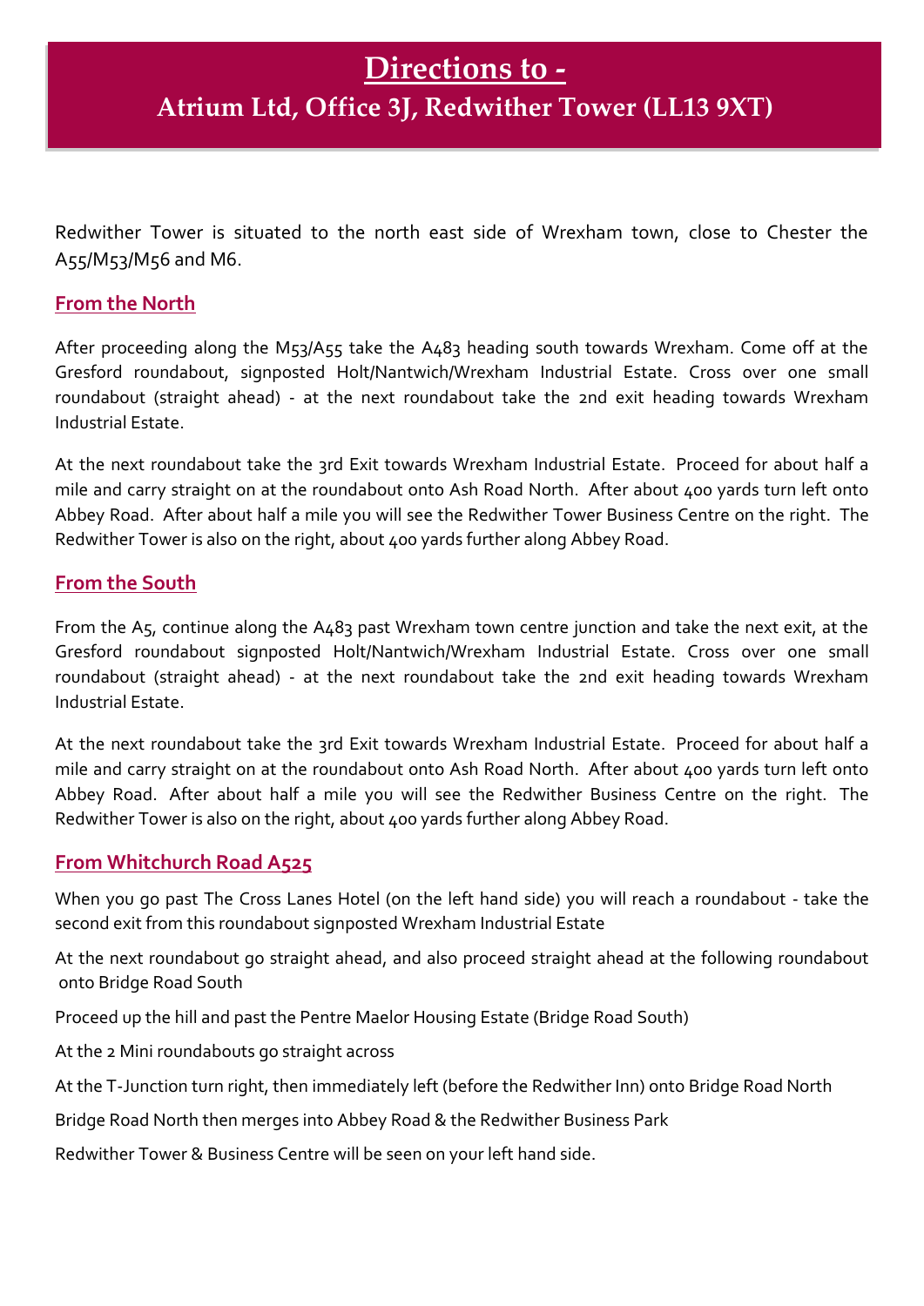# Directions to -

## Atrium Ltd, Office 3J, Redwither Tower (LL13 9XT)

Redwither Tower is situated to the north east side of Wrexham town, close to Chester the A55/M53/M56 and M6.

### From the North

After proceeding along the M53/A55 take the A483 heading south towards Wrexham. Come off at the Gresford roundabout, signposted Holt/Nantwich/Wrexham Industrial Estate. Cross over one small roundabout (straight ahead) - at the next roundabout take the 2nd exit heading towards Wrexham Industrial Estate.

At the next roundabout take the 3rd Exit towards Wrexham Industrial Estate. Proceed for about half a mile and carry straight on at the roundabout onto Ash Road North. After about 400 yards turn left onto Abbey Road. After about half a mile you will see the Redwither Tower Business Centre on the right. The Redwither Tower is also on the right, about 400 yards further along Abbey Road.

### From the South

From the A5, continue along the A483 past Wrexham town centre junction and take the next exit, at the Gresford roundabout signposted Holt/Nantwich/Wrexham Industrial Estate. Cross over one small roundabout (straight ahead) - at the next roundabout take the 2nd exit heading towards Wrexham Industrial Estate.

At the next roundabout take the 3rd Exit towards Wrexham Industrial Estate. Proceed for about half a mile and carry straight on at the roundabout onto Ash Road North. After about 400 yards turn left onto Abbey Road. After about half a mile you will see the Redwither Business Centre on the right. The Redwither Tower is also on the right, about 400 yards further along Abbey Road.

### From Whitchurch Road A525

When you go past The Cross Lanes Hotel (on the left hand side) you will reach a roundabout - take the second exit from this roundabout signposted Wrexham Industrial Estate

At the next roundabout go straight ahead, and also proceed straight ahead at the following roundabout onto Bridge Road South

Proceed up the hill and past the Pentre Maelor Housing Estate (Bridge Road South)

At the 2 Mini roundabouts go straight across

At the T-Junction turn right, then immediately left (before the Redwither Inn) onto Bridge Road North

Bridge Road North then merges into Abbey Road & the Redwither Business Park

Redwither Tower & Business Centre will be seen on your left hand side.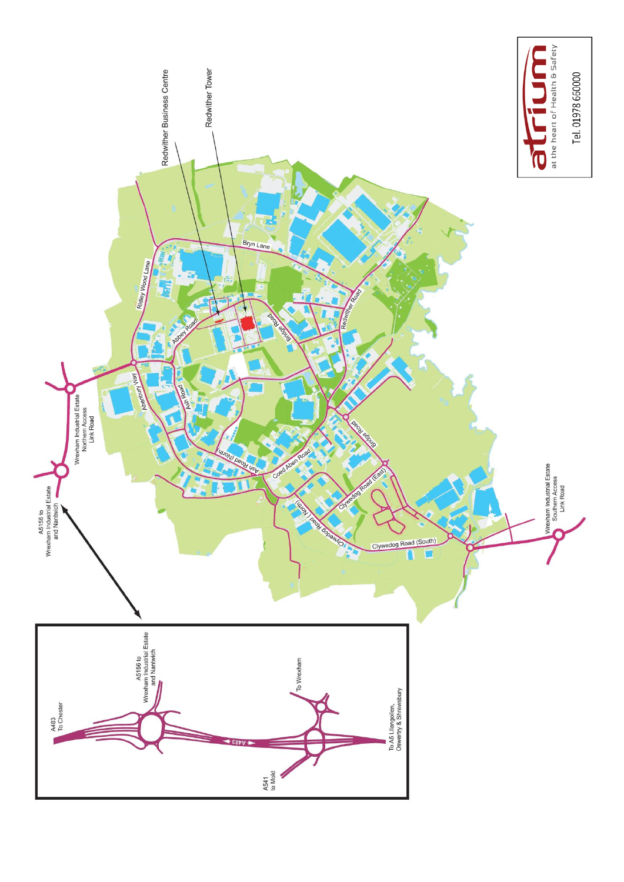Redwither Business Centre

Redwither Tower

Bryn Lane

Ridley Wood Lane

Abbey Road

Bridge Road

Redwither Road

Aberbury Way

Ash Road

Ash Road (North)

Coed Aben Road

Bridge Road

Clywedog Road (East)

Clywedog Road (North)

Clywedog Road (South)

Wrexham Industrial Estate Northern Access Link Road

A5156 to Wrexham Industrial Estate and Nantwich

Wrexham Industrial Estate Southern Access Link Road

A483 To Chester

A5156 to Wrexham Industrial Estate and Nantwich

A483

To Wrexham

A541 to Mold

To A5 Llangollen, Oswestry & Shrewsbury

atrium

at the heart of Health & Safety

Tel. 01978 660000